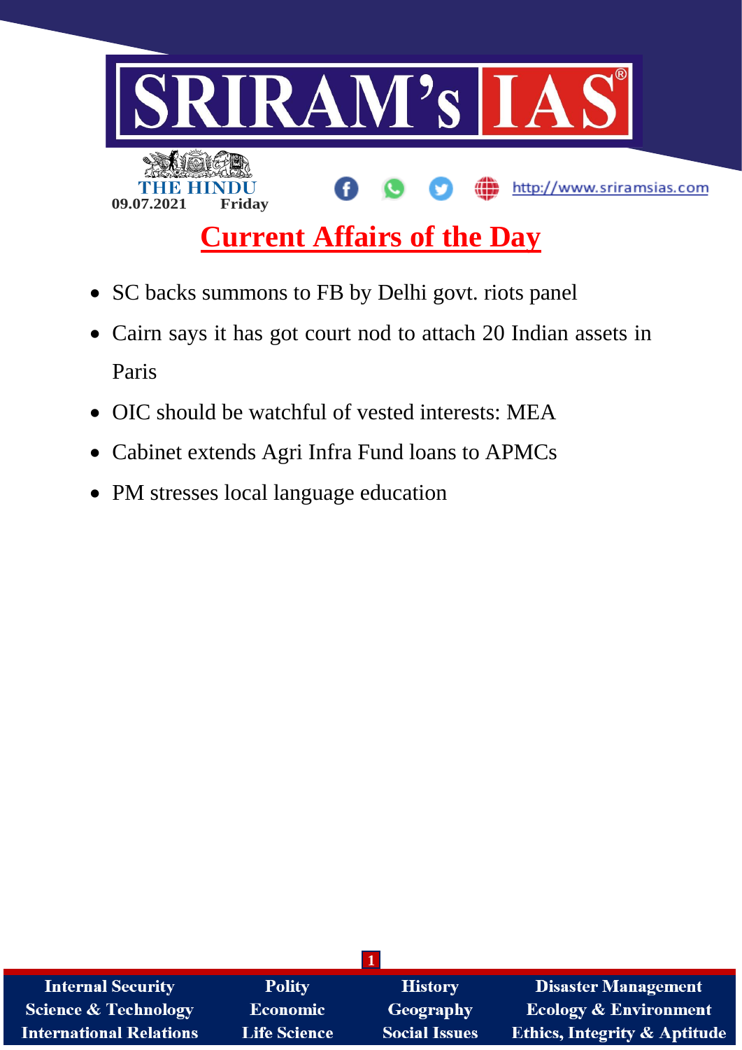THE HINDU
09.07.2021 Friday

http://www.sriramsias.com

# Current Affairs of the Day

- SC backs summons to FB by Delhi govt. riots panel
- Cairn says it has got court nod to attach 20 Indian assets in Paris
- OIC should be watchful of vested interests: MEA
- Cabinet extends Agri Infra Fund loans to APMCs
- PM stresses local language education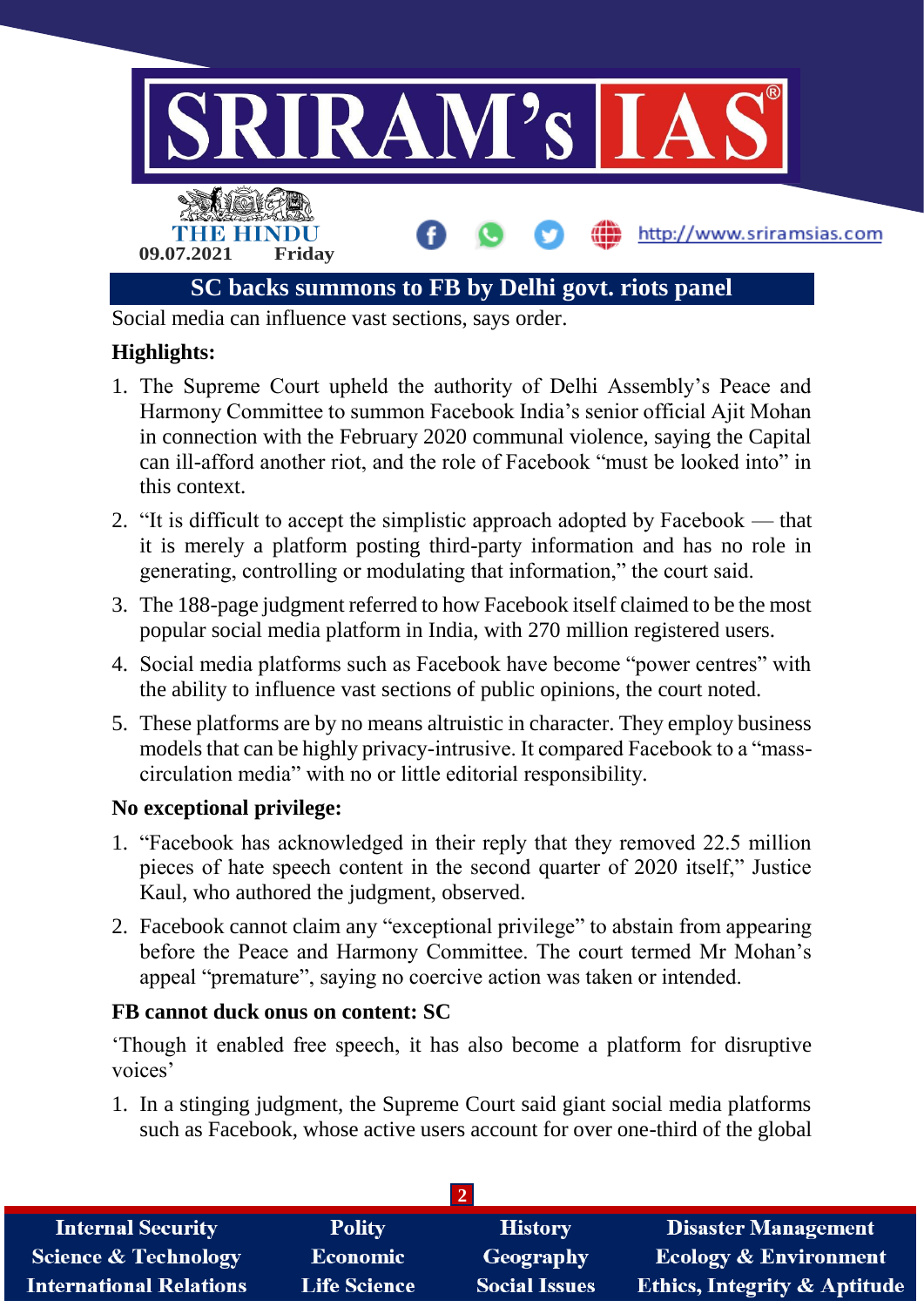# SC backs summons to FB by Delhi govt. riots panel

Social media can influence vast sections, says order.

**Highlights:**

1. The Supreme Court upheld the authority of Delhi Assembly's Peace and Harmony Committee to summon Facebook India's senior official Ajit Mohan in connection with the February 2020 communal violence, saying the Capital can ill-afford another riot, and the role of Facebook "must be looked into" in this context.
2. "It is difficult to accept the simplistic approach adopted by Facebook — that it is merely a platform posting third-party information and has no role in generating, controlling or modulating that information," the court said.
3. The 188-page judgment referred to how Facebook itself claimed to be the most popular social media platform in India, with 270 million registered users.
4. Social media platforms such as Facebook have become "power centres" with the ability to influence vast sections of public opinions, the court noted.
5. These platforms are by no means altruistic in character. They employ business models that can be highly privacy-intrusive. It compared Facebook to a "mass-circulation media" with no or little editorial responsibility.

**No exceptional privilege:**

1. "Facebook has acknowledged in their reply that they removed 22.5 million pieces of hate speech content in the second quarter of 2020 itself," Justice Kaul, who authored the judgment, observed.
2. Facebook cannot claim any "exceptional privilege" to abstain from appearing before the Peace and Harmony Committee. The court termed Mr Mohan's appeal "premature", saying no coercive action was taken or intended.

**FB cannot duck onus on content: SC**

'Though it enabled free speech, it has also become a platform for disruptive voices'

1. In a stinging judgment, the Supreme Court said giant social media platforms such as Facebook, whose active users account for over one-third of the global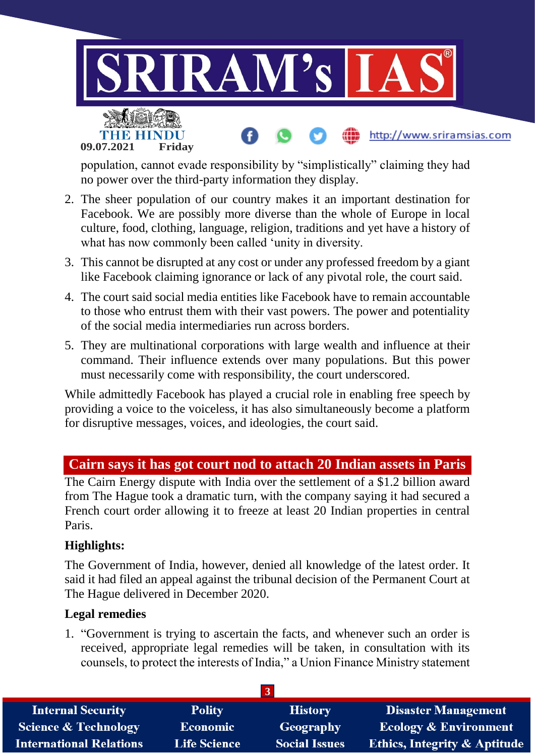population, cannot evade responsibility by "simplistically" claiming they had no power over the third-party information they display.

2. The sheer population of our country makes it an important destination for Facebook. We are possibly more diverse than the whole of Europe in local culture, food, clothing, language, religion, traditions and yet have a history of what has now commonly been called 'unity in diversity.
3. This cannot be disrupted at any cost or under any professed freedom by a giant like Facebook claiming ignorance or lack of any pivotal role, the court said.
4. The court said social media entities like Facebook have to remain accountable to those who entrust them with their vast powers. The power and potentiality of the social media intermediaries run across borders.
5. They are multinational corporations with large wealth and influence at their command. Their influence extends over many populations. But this power must necessarily come with responsibility, the court underscored.

While admittedly Facebook has played a crucial role in enabling free speech by providing a voice to the voiceless, it has also simultaneously become a platform for disruptive messages, voices, and ideologies, the court said.

## Cairn says it has got court nod to attach 20 Indian assets in Paris

The Cairn Energy dispute with India over the settlement of a $1.2 billion award from The Hague took a dramatic turn, with the company saying it had secured a French court order allowing it to freeze at least 20 Indian properties in central Paris.

**Highlights:**

The Government of India, however, denied all knowledge of the latest order. It said it had filed an appeal against the tribunal decision of the Permanent Court at The Hague delivered in December 2020.

**Legal remedies**

1. "Government is trying to ascertain the facts, and whenever such an order is received, appropriate legal remedies will be taken, in consultation with its counsels, to protect the interests of India," a Union Finance Ministry statement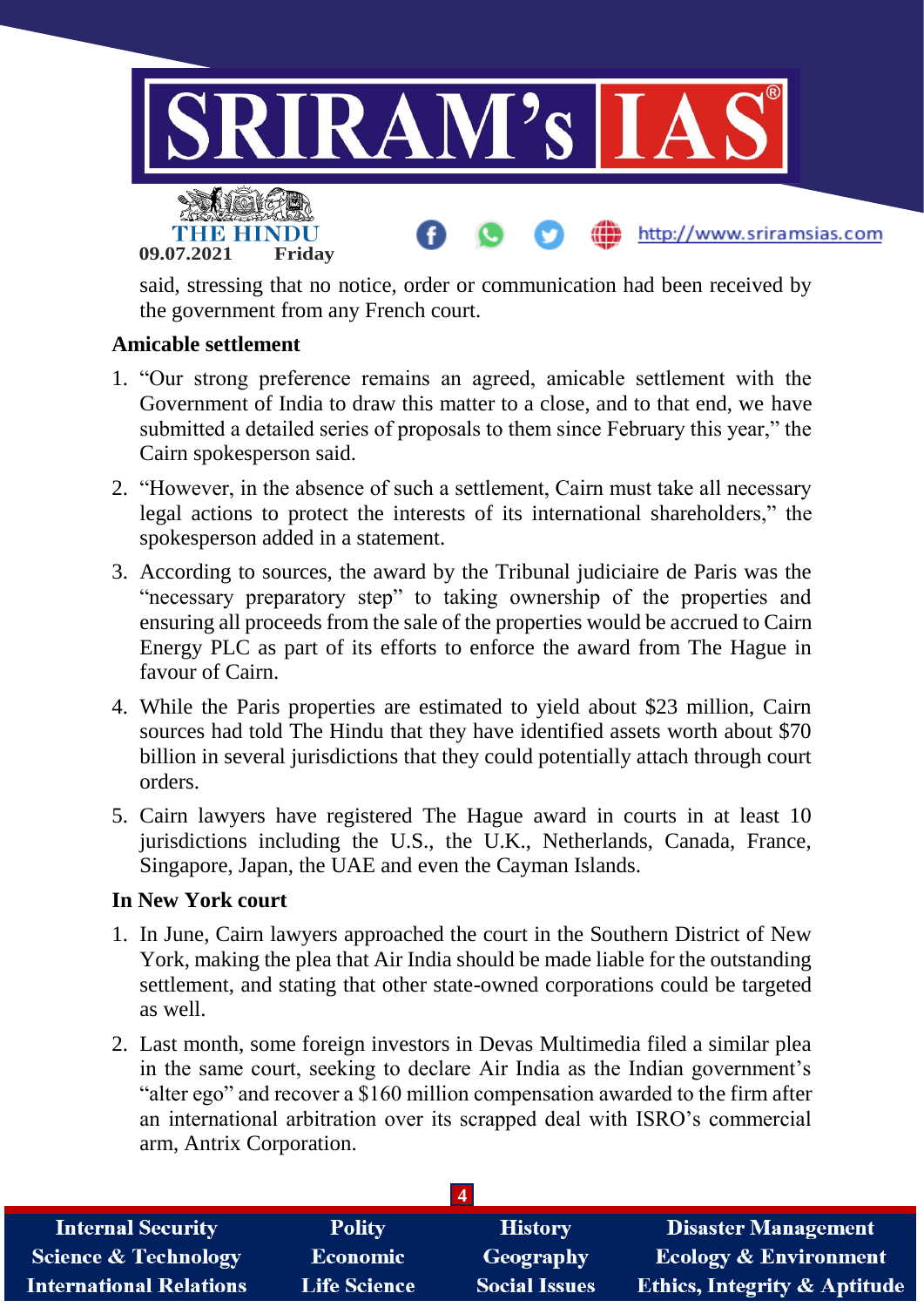said, stressing that no notice, order or communication had been received by the government from any French court.

**Amicable settlement**

1. "Our strong preference remains an agreed, amicable settlement with the Government of India to draw this matter to a close, and to that end, we have submitted a detailed series of proposals to them since February this year," the Cairn spokesperson said.
2. "However, in the absence of such a settlement, Cairn must take all necessary legal actions to protect the interests of its international shareholders," the spokesperson added in a statement.
3. According to sources, the award by the Tribunal judiciaire de Paris was the "necessary preparatory step" to taking ownership of the properties and ensuring all proceeds from the sale of the properties would be accrued to Cairn Energy PLC as part of its efforts to enforce the award from The Hague in favour of Cairn.
4. While the Paris properties are estimated to yield about $23 million, Cairn sources had told The Hindu that they have identified assets worth about $70 billion in several jurisdictions that they could potentially attach through court orders.
5. Cairn lawyers have registered The Hague award in courts in at least 10 jurisdictions including the U.S., the U.K., Netherlands, Canada, France, Singapore, Japan, the UAE and even the Cayman Islands.

**In New York court**

1. In June, Cairn lawyers approached the court in the Southern District of New York, making the plea that Air India should be made liable for the outstanding settlement, and stating that other state-owned corporations could be targeted as well.
2. Last month, some foreign investors in Devas Multimedia filed a similar plea in the same court, seeking to declare Air India as the Indian government's "alter ego" and recover a $160 million compensation awarded to the firm after an international arbitration over its scrapped deal with ISRO's commercial arm, Antrix Corporation.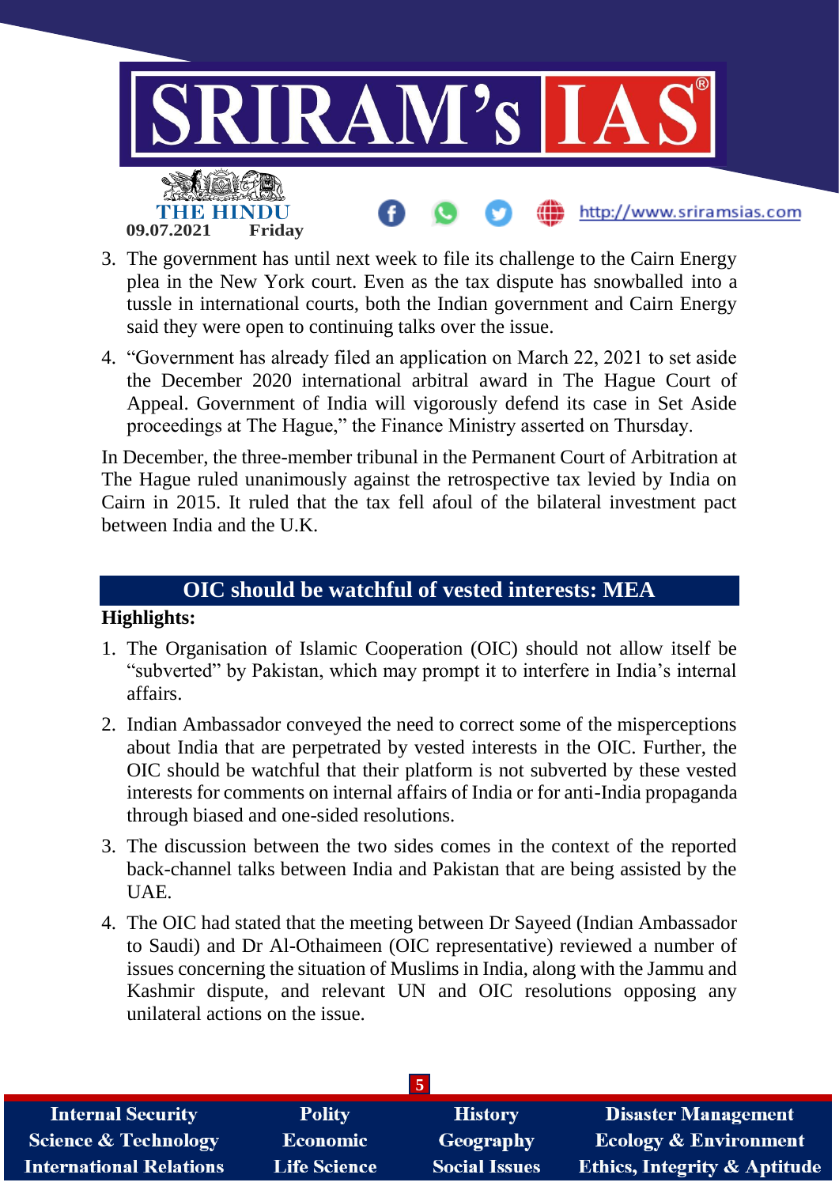3. The government has until next week to file its challenge to the Cairn Energy plea in the New York court. Even as the tax dispute has snowballed into a tussle in international courts, both the Indian government and Cairn Energy said they were open to continuing talks over the issue.
4. "Government has already filed an application on March 22, 2021 to set aside the December 2020 international arbitral award in The Hague Court of Appeal. Government of India will vigorously defend its case in Set Aside proceedings at The Hague," the Finance Ministry asserted on Thursday.

In December, the three-member tribunal in the Permanent Court of Arbitration at The Hague ruled unanimously against the retrospective tax levied by India on Cairn in 2015. It ruled that the tax fell afoul of the bilateral investment pact between India and the U.K.

## OIC should be watchful of vested interests: MEA

**Highlights:**

1. The Organisation of Islamic Cooperation (OIC) should not allow itself be "subverted" by Pakistan, which may prompt it to interfere in India's internal affairs.
2. Indian Ambassador conveyed the need to correct some of the misperceptions about India that are perpetrated by vested interests in the OIC. Further, the OIC should be watchful that their platform is not subverted by these vested interests for comments on internal affairs of India or for anti-India propaganda through biased and one-sided resolutions.
3. The discussion between the two sides comes in the context of the reported back-channel talks between India and Pakistan that are being assisted by the UAE.
4. The OIC had stated that the meeting between Dr Sayeed (Indian Ambassador to Saudi) and Dr Al-Othaimeen (OIC representative) reviewed a number of issues concerning the situation of Muslims in India, along with the Jammu and Kashmir dispute, and relevant UN and OIC resolutions opposing any unilateral actions on the issue.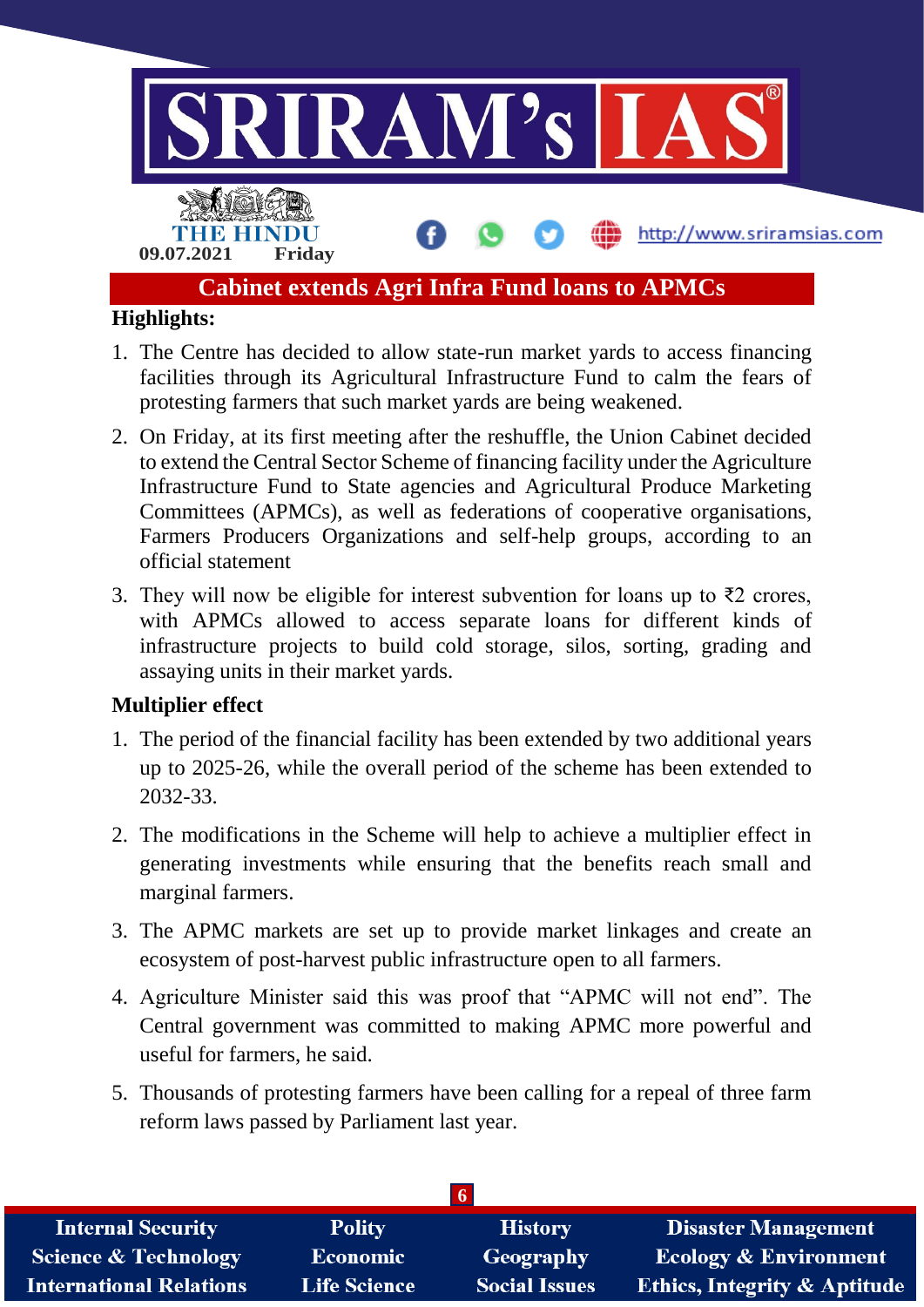# Cabinet extends Agri Infra Fund loans to APMCs

**Highlights:**

1. The Centre has decided to allow state-run market yards to access financing facilities through its Agricultural Infrastructure Fund to calm the fears of protesting farmers that such market yards are being weakened.
2. On Friday, at its first meeting after the reshuffle, the Union Cabinet decided to extend the Central Sector Scheme of financing facility under the Agriculture Infrastructure Fund to State agencies and Agricultural Produce Marketing Committees (APMCs), as well as federations of cooperative organisations, Farmers Producers Organizations and self-help groups, according to an official statement
3. They will now be eligible for interest subvention for loans up to ₹2 crores, with APMCs allowed to access separate loans for different kinds of infrastructure projects to build cold storage, silos, sorting, grading and assaying units in their market yards.

**Multiplier effect**

1. The period of the financial facility has been extended by two additional years up to 2025-26, while the overall period of the scheme has been extended to 2032-33.
2. The modifications in the Scheme will help to achieve a multiplier effect in generating investments while ensuring that the benefits reach small and marginal farmers.
3. The APMC markets are set up to provide market linkages and create an ecosystem of post-harvest public infrastructure open to all farmers.
4. Agriculture Minister said this was proof that "APMC will not end". The Central government was committed to making APMC more powerful and useful for farmers, he said.
5. Thousands of protesting farmers have been calling for a repeal of three farm reform laws passed by Parliament last year.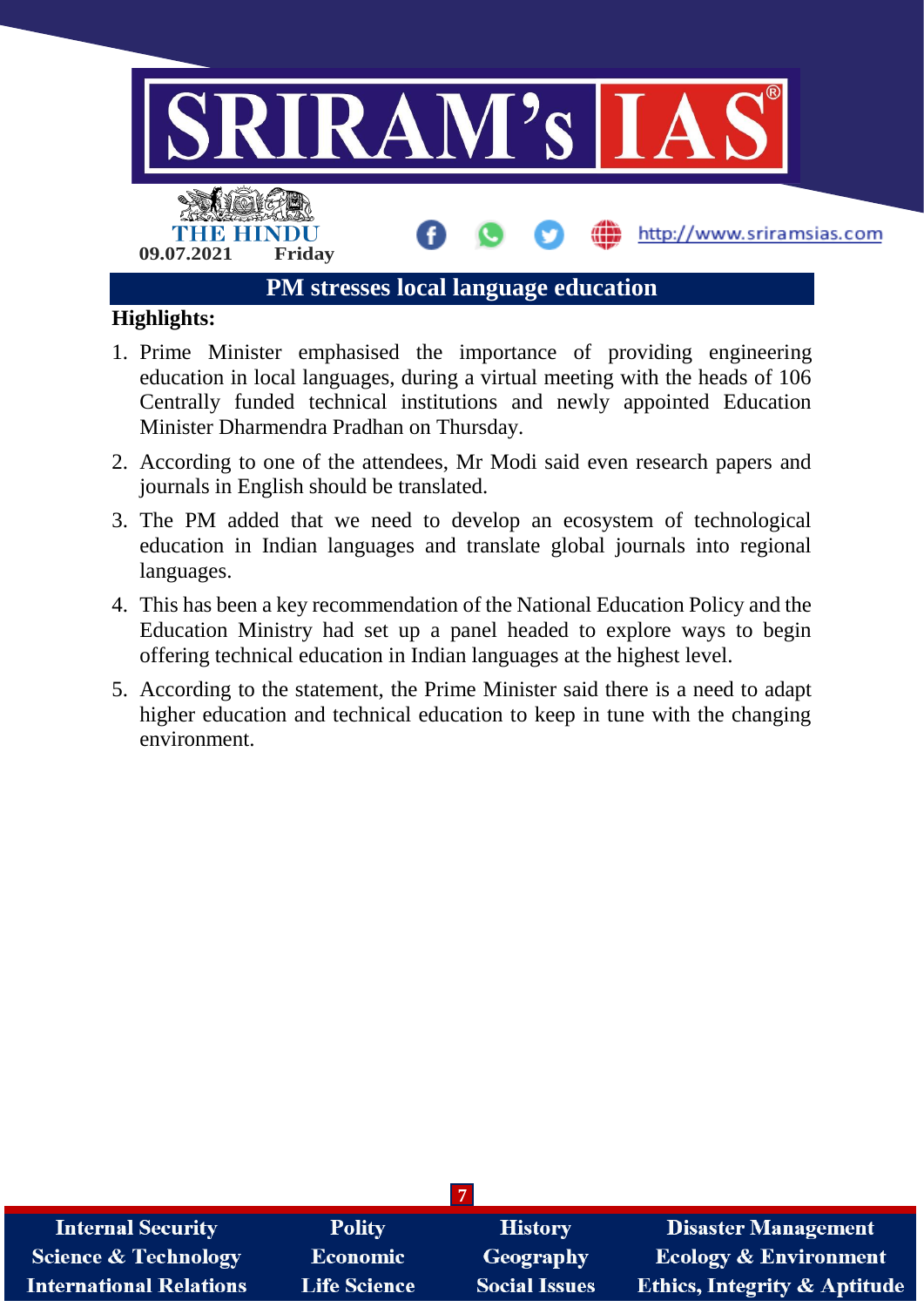THE HINDU
09.07.2021 Friday

# PM stresses local language education

**Highlights:**

1. Prime Minister emphasised the importance of providing engineering education in local languages, during a virtual meeting with the heads of 106 Centrally funded technical institutions and newly appointed Education Minister Dharmendra Pradhan on Thursday.
2. According to one of the attendees, Mr Modi said even research papers and journals in English should be translated.
3. The PM added that we need to develop an ecosystem of technological education in Indian languages and translate global journals into regional languages.
4. This has been a key recommendation of the National Education Policy and the Education Ministry had set up a panel headed to explore ways to begin offering technical education in Indian languages at the highest level.
5. According to the statement, the Prime Minister said there is a need to adapt higher education and technical education to keep in tune with the changing environment.